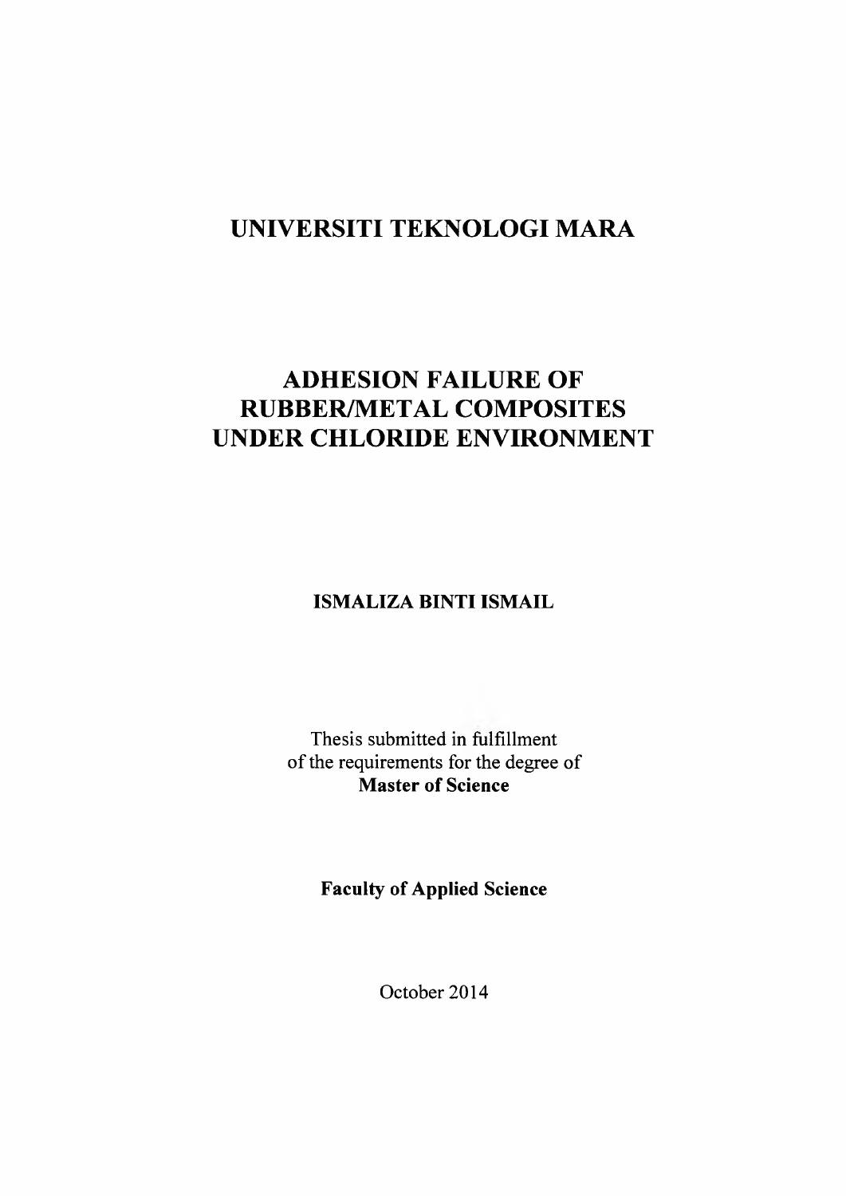# UNIVERSITI TEKNOLOGI MARA

# ADHESION FAILURE OF RUBBER/METAL COMPOSITES UNDER CHLORIDE ENVIRONMENT

**ISMALIZA BINTI ISMAIL**

Thesis submitted in fulfillment
of the requirements for the degree of
**Master of Science**

**Faculty of Applied Science**

October 2014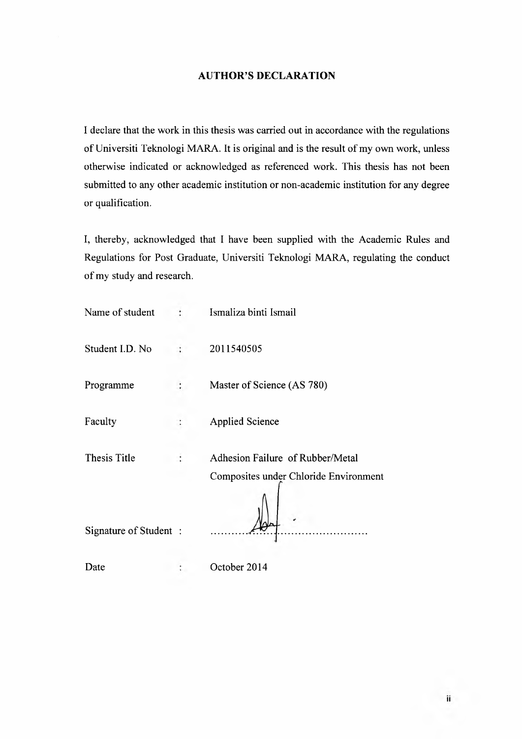# AUTHOR'S DECLARATION

I declare that the work in this thesis was carried out in accordance with the regulations of Universiti Teknologi MARA. It is original and is the result of my own work, unless otherwise indicated or acknowledged as referenced work. This thesis has not been submitted to any other academic institution or non-academic institution for any degree or qualification.

I, thereby, acknowledged that I have been supplied with the Academic Rules and Regulations for Post Graduate, Universiti Teknologi MARA, regulating the conduct of my study and research.

| | | |
|---|---|---|
| Name of student | : | Ismaliza binti Ismail |
| Student I.D. No | : | 2011540505 |
| Programme | : | Master of Science (AS 780) |
| Faculty | : | Applied Science |
| Thesis Title | : | Adhesion Failure of Rubber/Metal Composites under Chloride Environment |
| Signature of Student | : | ........................................ |
| Date | : | October 2014 |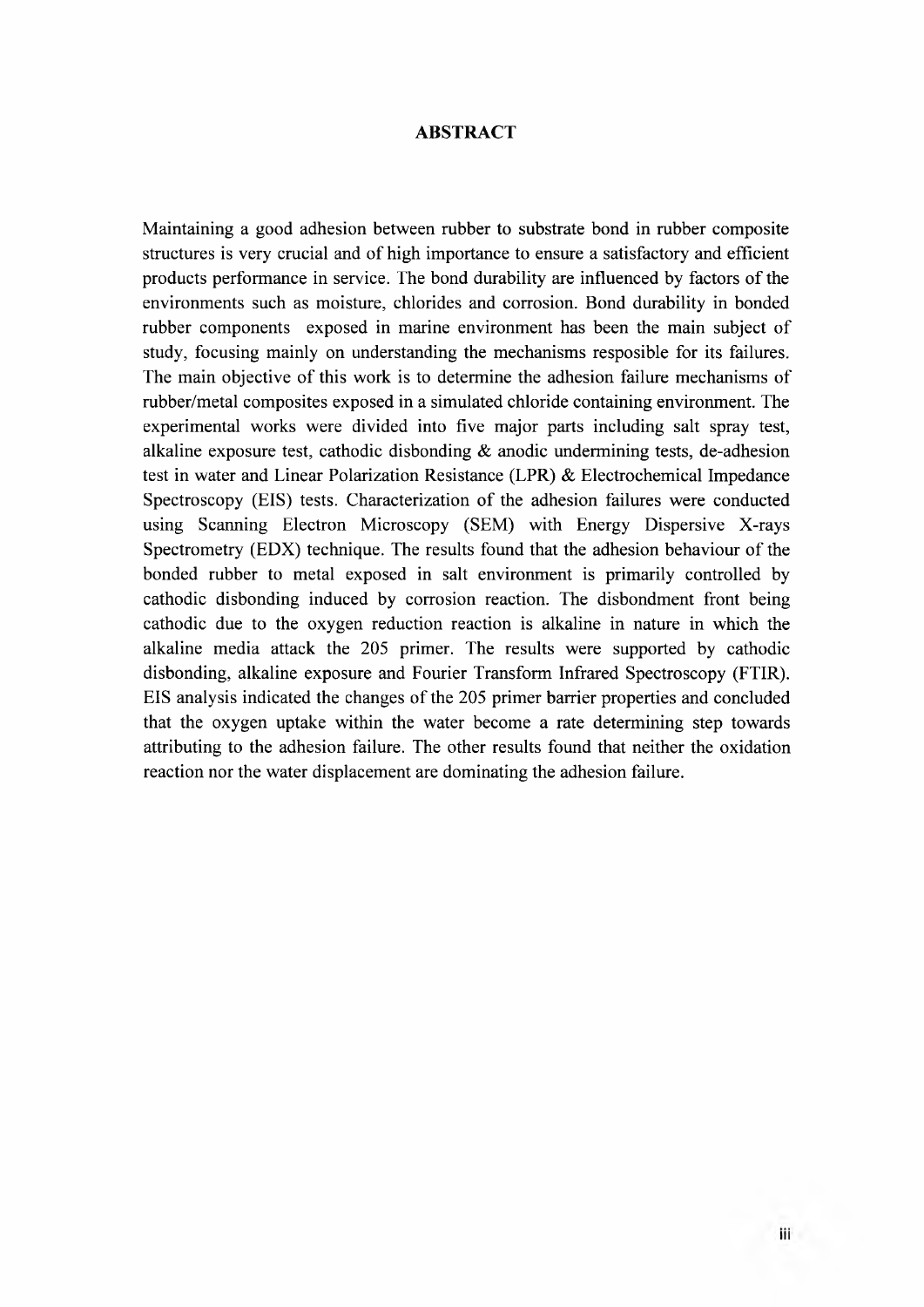# ABSTRACT

Maintaining a good adhesion between rubber to substrate bond in rubber composite structures is very crucial and of high importance to ensure a satisfactory and efficient products performance in service. The bond durability are influenced by factors of the environments such as moisture, chlorides and corrosion. Bond durability in bonded rubber components exposed in marine environment has been the main subject of study, focusing mainly on understanding the mechanisms resposible for its failures. The main objective of this work is to determine the adhesion failure mechanisms of rubber/metal composites exposed in a simulated chloride containing environment. The experimental works were divided into five major parts including salt spray test, alkaline exposure test, cathodic disbonding & anodic undermining tests, de-adhesion test in water and Linear Polarization Resistance (LPR) & Electrochemical Impedance Spectroscopy (EIS) tests. Characterization of the adhesion failures were conducted using Scanning Electron Microscopy (SEM) with Energy Dispersive X-rays Spectrometry (EDX) technique. The results found that the adhesion behaviour of the bonded rubber to metal exposed in salt environment is primarily controlled by cathodic disbonding induced by corrosion reaction. The disbondment front being cathodic due to the oxygen reduction reaction is alkaline in nature in which the alkaline media attack the 205 primer. The results were supported by cathodic disbonding, alkaline exposure and Fourier Transform Infrared Spectroscopy (FTIR). EIS analysis indicated the changes of the 205 primer barrier properties and concluded that the oxygen uptake within the water become a rate determining step towards attributing to the adhesion failure. The other results found that neither the oxidation reaction nor the water displacement are dominating the adhesion failure.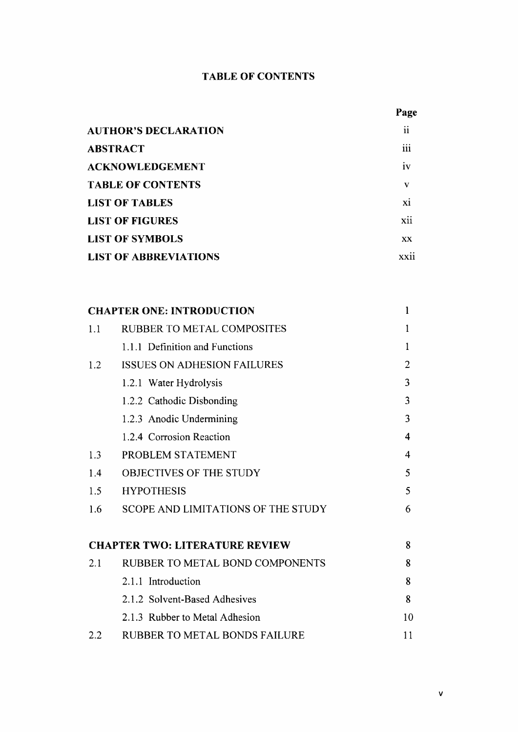# TABLE OF CONTENTS

| | Page |
|---|---|
| **AUTHOR'S DECLARATION** | ii |
| **ABSTRACT** | iii |
| **ACKNOWLEDGEMENT** | iv |
| **TABLE OF CONTENTS** | v |
| **LIST OF TABLES** | xi |
| **LIST OF FIGURES** | xii |
| **LIST OF SYMBOLS** | xx |
| **LIST OF ABBREVIATIONS** | xxii |

| | | |
|---|---|---|
| **CHAPTER ONE: INTRODUCTION** | | 1 |
| 1.1 | RUBBER TO METAL COMPOSITES | 1 |
| | 1.1.1 Definition and Functions | 1 |
| 1.2 | ISSUES ON ADHESION FAILURES | 2 |
| | 1.2.1 Water Hydrolysis | 3 |
| | 1.2.2 Cathodic Disbonding | 3 |
| | 1.2.3 Anodic Undermining | 3 |
| | 1.2.4 Corrosion Reaction | 4 |
| 1.3 | PROBLEM STATEMENT | 4 |
| 1.4 | OBJECTIVES OF THE STUDY | 5 |
| 1.5 | HYPOTHESIS | 5 |
| 1.6 | SCOPE AND LIMITATIONS OF THE STUDY | 6 |
| **CHAPTER TWO: LITERATURE REVIEW** | | 8 |
| 2.1 | RUBBER TO METAL BOND COMPONENTS | 8 |
| | 2.1.1 Introduction | 8 |
| | 2.1.2 Solvent-Based Adhesives | 8 |
| | 2.1.3 Rubber to Metal Adhesion | 10 |
| 2.2 | RUBBER TO METAL BONDS FAILURE | 11 |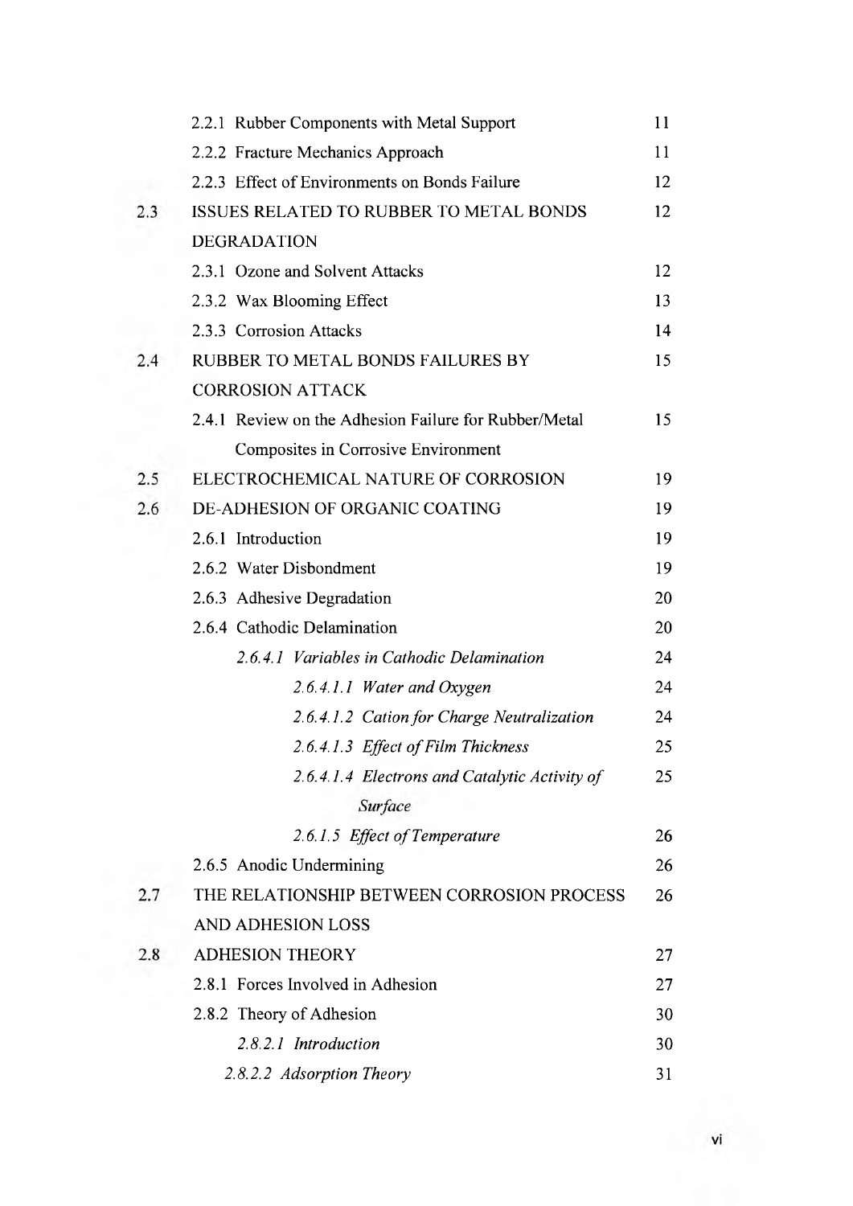| | | |
|---|---|---|
| | 2.2.1 Rubber Components with Metal Support | 11 |
| | 2.2.2 Fracture Mechanics Approach | 11 |
| | 2.2.3 Effect of Environments on Bonds Failure | 12 |
| 2.3 | ISSUES RELATED TO RUBBER TO METAL BONDS DEGRADATION | 12 |
| | 2.3.1 Ozone and Solvent Attacks | 12 |
| | 2.3.2 Wax Blooming Effect | 13 |
| | 2.3.3 Corrosion Attacks | 14 |
| 2.4 | RUBBER TO METAL BONDS FAILURES BY CORROSION ATTACK | 15 |
| | 2.4.1 Review on the Adhesion Failure for Rubber/Metal Composites in Corrosive Environment | 15 |
| 2.5 | ELECTROCHEMICAL NATURE OF CORROSION | 19 |
| 2.6 | DE-ADHESION OF ORGANIC COATING | 19 |
| | 2.6.1 Introduction | 19 |
| | 2.6.2 Water Disbondment | 19 |
| | 2.6.3 Adhesive Degradation | 20 |
| | 2.6.4 Cathodic Delamination | 20 |
| | *2.6.4.1 Variables in Cathodic Delamination* | 24 |
| | *2.6.4.1.1 Water and Oxygen* | 24 |
| | *2.6.4.1.2 Cation for Charge Neutralization* | 24 |
| | *2.6.4.1.3 Effect of Film Thickness* | 25 |
| | *2.6.4.1.4 Electrons and Catalytic Activity of Surface* | 25 |
| | *2.6.1.5 Effect of Temperature* | 26 |
| | 2.6.5 Anodic Undermining | 26 |
| 2.7 | THE RELATIONSHIP BETWEEN CORROSION PROCESS AND ADHESION LOSS | 26 |
| 2.8 | ADHESION THEORY | 27 |
| | 2.8.1 Forces Involved in Adhesion | 27 |
| | 2.8.2 Theory of Adhesion | 30 |
| | *2.8.2.1 Introduction* | 30 |
| | *2.8.2.2 Adsorption Theory* | 31 |